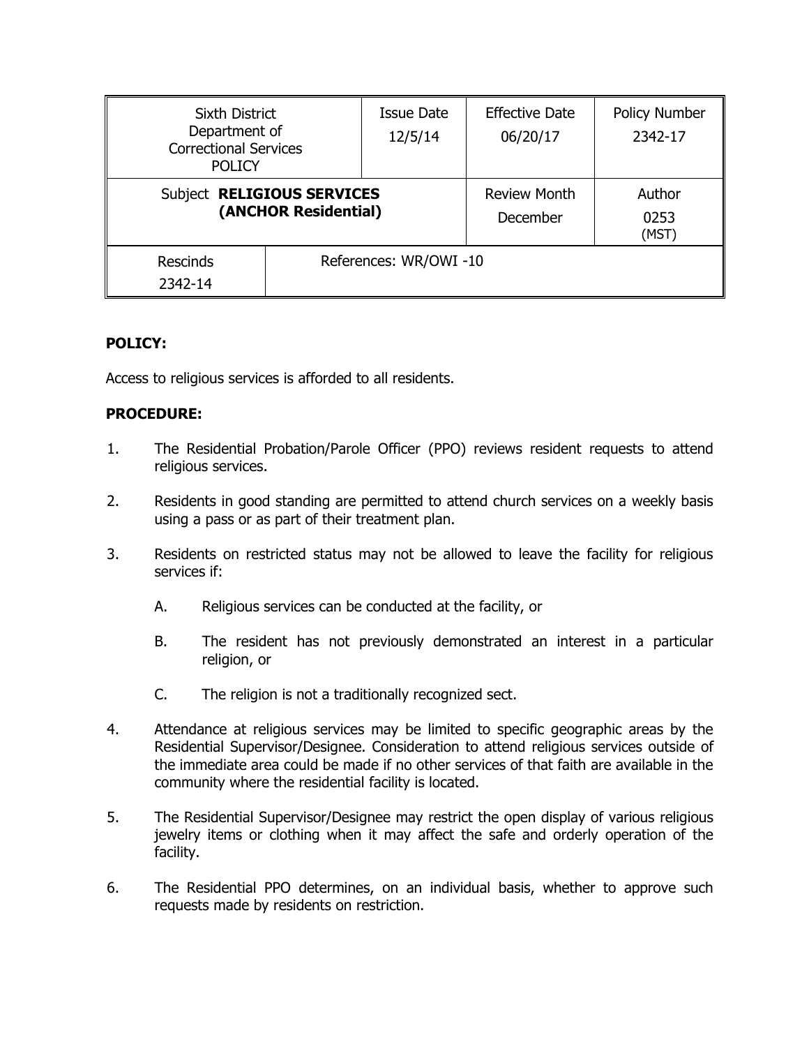| Sixth District Department of Correctional Services POLICY | | Issue Date 12/5/14 | Effective Date 06/20/17 | Policy Number 2342-17 |
|---|---|---|---|---|
| Subject **RELIGIOUS SERVICES (ANCHOR Residential)** | | | Review Month December | Author 0253 (MST) |
| Rescinds 2342-14 | References: WR/OWI -10 | | | |

**POLICY:**

Access to religious services is afforded to all residents.

**PROCEDURE:**

1. The Residential Probation/Parole Officer (PPO) reviews resident requests to attend religious services.

2. Residents in good standing are permitted to attend church services on a weekly basis using a pass or as part of their treatment plan.

3. Residents on restricted status may not be allowed to leave the facility for religious services if:

   A. Religious services can be conducted at the facility, or

   B. The resident has not previously demonstrated an interest in a particular religion, or

   C. The religion is not a traditionally recognized sect.

4. Attendance at religious services may be limited to specific geographic areas by the Residential Supervisor/Designee. Consideration to attend religious services outside of the immediate area could be made if no other services of that faith are available in the community where the residential facility is located.

5. The Residential Supervisor/Designee may restrict the open display of various religious jewelry items or clothing when it may affect the safe and orderly operation of the facility.

6. The Residential PPO determines, on an individual basis, whether to approve such requests made by residents on restriction.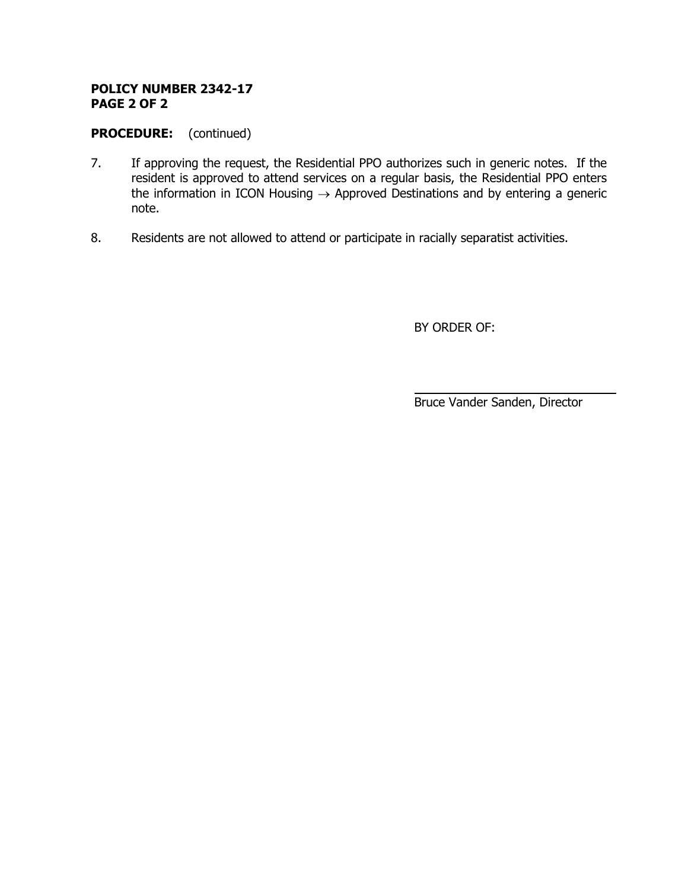**POLICY NUMBER 2342-17**

**PROCEDURE:** (continued)

7. If approving the request, the Residential PPO authorizes such in generic notes. If the resident is approved to attend services on a regular basis, the Residential PPO enters the information in ICON Housing → Approved Destinations and by entering a generic note.

8. Residents are not allowed to attend or participate in racially separatist activities.

BY ORDER OF:

Bruce Vander Sanden, Director